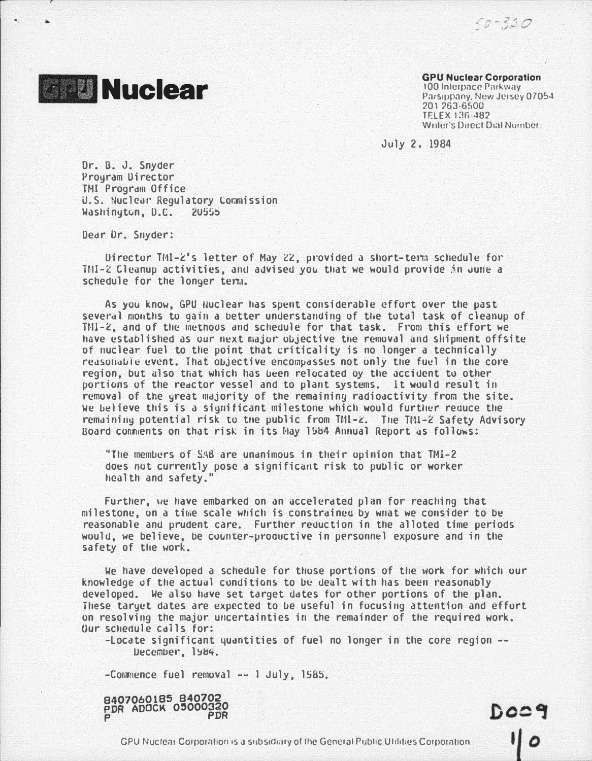50-320

# GPU Nuclear

**GPU Nuclear Corporation**
100 Interpace Parkway
Parsippany, New Jersey 07054
201 263-6500
TELEX 136-482
Writer's Direct Dial Number:

July 2, 1984

Dr. B. J. Snyder
Program Director
TMI Program Office
U.S. Nuclear Regulatory Commission
Washington, D.C. 20555

Dear Dr. Snyder:

Director TMI-2's letter of May 22, provided a short-term schedule for TMI-2 Cleanup activities, and advised you that we would provide in June a schedule for the longer term.

As you know, GPU Nuclear has spent considerable effort over the past several months to gain a better understanding of the total task of cleanup of TMI-2, and of the methods and schedule for that task. From this effort we have established as our next major objective the removal and shipment offsite of nuclear fuel to the point that criticality is no longer a technically reasonable event. That objective encompasses not only the fuel in the core region, but also that which has been relocated by the accident to other portions of the reactor vessel and to plant systems. It would result in removal of the great majority of the remaining radioactivity from the site. We believe this is a significant milestone which would further reduce the remaining potential risk to the public from TMI-2. The TMI-2 Safety Advisory Board comments on that risk in its May 1984 Annual Report as follows:

"The members of SAB are unanimous in their opinion that TMI-2 does not currently pose a significant risk to public or worker health and safety."

Further, we have embarked on an accelerated plan for reaching that milestone, on a time scale which is constrained by what we consider to be reasonable and prudent care. Further reduction in the alloted time periods would, we believe, be counter-productive in personnel exposure and in the safety of the work.

We have developed a schedule for those portions of the work for which our knowledge of the actual conditions to be dealt with has been reasonably developed. We also have set target dates for other portions of the plan. These target dates are expected to be useful in focusing attention and effort on resolving the major uncertainties in the remainder of the required work. Our schedule calls for:

- Locate significant quantities of fuel no longer in the core region -- December, 1984.

- Commence fuel removal -- 1 July, 1985.

8407060185 840702
PDR ADOCK 05000320
P PDR

D029
1/0

GPU Nuclear Corporation is a subsidiary of the General Public Utilities Corporation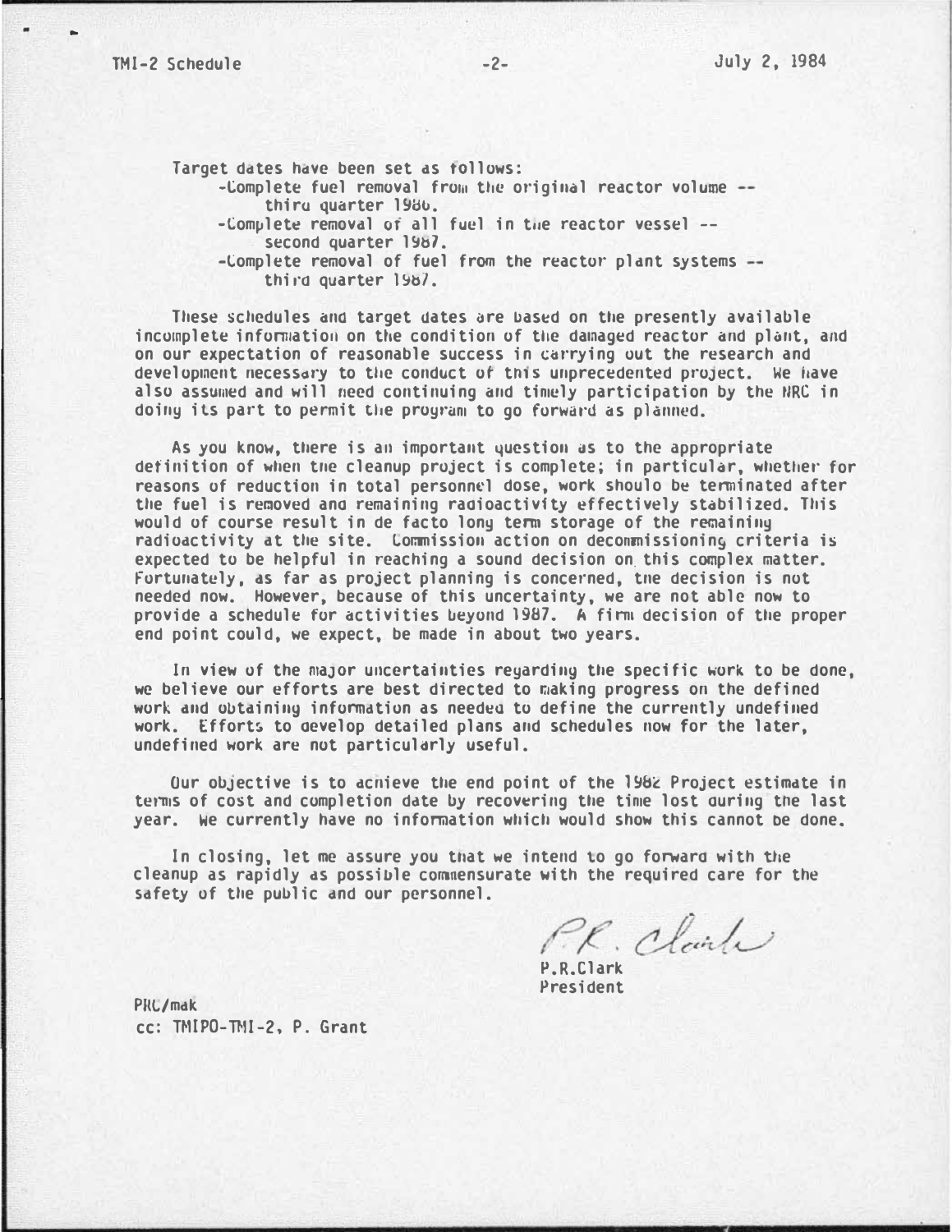Target dates have been set as follows:

- Complete fuel removal from the original reactor volume -- third quarter 1986.
- Complete removal of all fuel in the reactor vessel -- second quarter 1987.
- Complete removal of fuel from the reactor plant systems -- third quarter 1987.

These schedules and target dates are based on the presently available incomplete information on the condition of the damaged reactor and plant, and on our expectation of reasonable success in carrying out the research and development necessary to the conduct of this unprecedented project. We have also assumed and will need continuing and timely participation by the NRC in doing its part to permit the program to go forward as planned.

As you know, there is an important question as to the appropriate definition of when the cleanup project is complete; in particular, whether for reasons of reduction in total personnel dose, work should be terminated after the fuel is removed and remaining radioactivity effectively stabilized. This would of course result in de facto long term storage of the remaining radioactivity at the site. Commission action on decommissioning criteria is expected to be helpful in reaching a sound decision on this complex matter. Fortunately, as far as project planning is concerned, the decision is not needed now. However, because of this uncertainty, we are not able now to provide a schedule for activities beyond 1987. A firm decision of the proper end point could, we expect, be made in about two years.

In view of the major uncertainties regarding the specific work to be done, we believe our efforts are best directed to making progress on the defined work and obtaining information as needed to define the currently undefined work. Efforts to develop detailed plans and schedules now for the later, undefined work are not particularly useful.

Our objective is to achieve the end point of the 1982 Project estimate in terms of cost and completion date by recovering the time lost during the last year. We currently have no information which would show this cannot be done.

In closing, let me assure you that we intend to go forward with the cleanup as rapidly as possible commensurate with the required care for the safety of the public and our personnel.

P.R. Clark

P.R.Clark
President

PRC/mak
cc: TMIPO-TMI-2, P. Grant